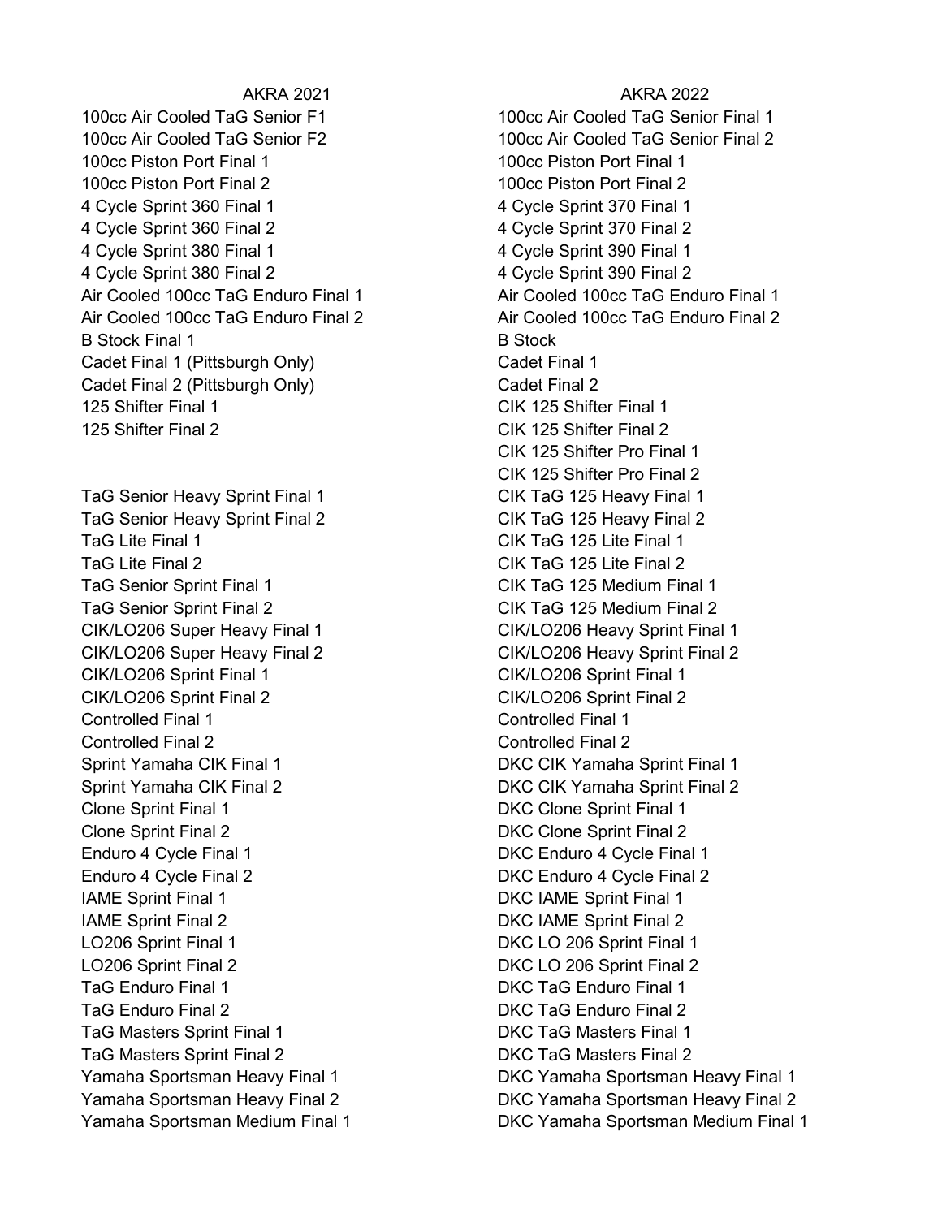| AKRA 2021 | AKRA 2022 |
| --- | --- |
| 100cc Air Cooled TaG Senior F1 | 100cc Air Cooled TaG Senior Final 1 |
| 100cc Air Cooled TaG Senior F2 | 100cc Air Cooled TaG Senior Final 2 |
| 100cc Piston Port Final 1 | 100cc Piston Port Final 1 |
| 100cc Piston Port Final 2 | 100cc Piston Port Final 2 |
| 4 Cycle Sprint 360 Final 1 | 4 Cycle Sprint 370 Final 1 |
| 4 Cycle Sprint 360 Final 2 | 4 Cycle Sprint 370 Final 2 |
| 4 Cycle Sprint 380 Final 1 | 4 Cycle Sprint 390 Final 1 |
| 4 Cycle Sprint 380 Final 2 | 4 Cycle Sprint 390 Final 2 |
| Air Cooled 100cc TaG Enduro Final 1 | Air Cooled 100cc TaG Enduro Final 1 |
| Air Cooled 100cc TaG Enduro Final 2 | Air Cooled 100cc TaG Enduro Final 2 |
| B Stock Final 1 | B Stock |
| Cadet Final 1 (Pittsburgh Only) | Cadet Final 1 |
| Cadet Final 2 (Pittsburgh Only) | Cadet Final 2 |
| 125 Shifter Final 1 | CIK 125 Shifter Final 1 |
| 125 Shifter Final 2 | CIK 125 Shifter Final 2 |
| | CIK 125 Shifter Pro Final 1 |
| | CIK 125 Shifter Pro Final 2 |
| TaG Senior Heavy Sprint Final 1 | CIK TaG 125 Heavy Final 1 |
| TaG Senior Heavy Sprint Final 2 | CIK TaG 125 Heavy Final 2 |
| TaG Lite Final 1 | CIK TaG 125 Lite Final 1 |
| TaG Lite Final 2 | CIK TaG 125 Lite Final 2 |
| TaG Senior Sprint Final 1 | CIK TaG 125 Medium Final 1 |
| TaG Senior Sprint Final 2 | CIK TaG 125 Medium Final 2 |
| CIK/LO206 Super Heavy Final 1 | CIK/LO206 Heavy Sprint Final 1 |
| CIK/LO206 Super Heavy Final 2 | CIK/LO206 Heavy Sprint Final 2 |
| CIK/LO206 Sprint Final 1 | CIK/LO206 Sprint Final 1 |
| CIK/LO206 Sprint Final 2 | CIK/LO206 Sprint Final 2 |
| Controlled Final 1 | Controlled Final 1 |
| Controlled Final 2 | Controlled Final 2 |
| Sprint Yamaha CIK Final 1 | DKC CIK Yamaha Sprint Final 1 |
| Sprint Yamaha CIK Final 2 | DKC CIK Yamaha Sprint Final 2 |
| Clone Sprint Final 1 | DKC Clone Sprint Final 1 |
| Clone Sprint Final 2 | DKC Clone Sprint Final 2 |
| Enduro 4 Cycle Final 1 | DKC Enduro 4 Cycle Final 1 |
| Enduro 4 Cycle Final 2 | DKC Enduro 4 Cycle Final 2 |
| IAME Sprint Final 1 | DKC IAME Sprint Final 1 |
| IAME Sprint Final 2 | DKC IAME Sprint Final 2 |
| LO206 Sprint Final 1 | DKC LO 206 Sprint Final 1 |
| LO206 Sprint Final 2 | DKC LO 206 Sprint Final 2 |
| TaG Enduro Final 1 | DKC TaG Enduro Final 1 |
| TaG Enduro Final 2 | DKC TaG Enduro Final 2 |
| TaG Masters Sprint Final 1 | DKC TaG Masters Final 1 |
| TaG Masters Sprint Final 2 | DKC TaG Masters Final 2 |
| Yamaha Sportsman Heavy Final 1 | DKC Yamaha Sportsman Heavy Final 1 |
| Yamaha Sportsman Heavy Final 2 | DKC Yamaha Sportsman Heavy Final 2 |
| Yamaha Sportsman Medium Final 1 | DKC Yamaha Sportsman Medium Final 1 |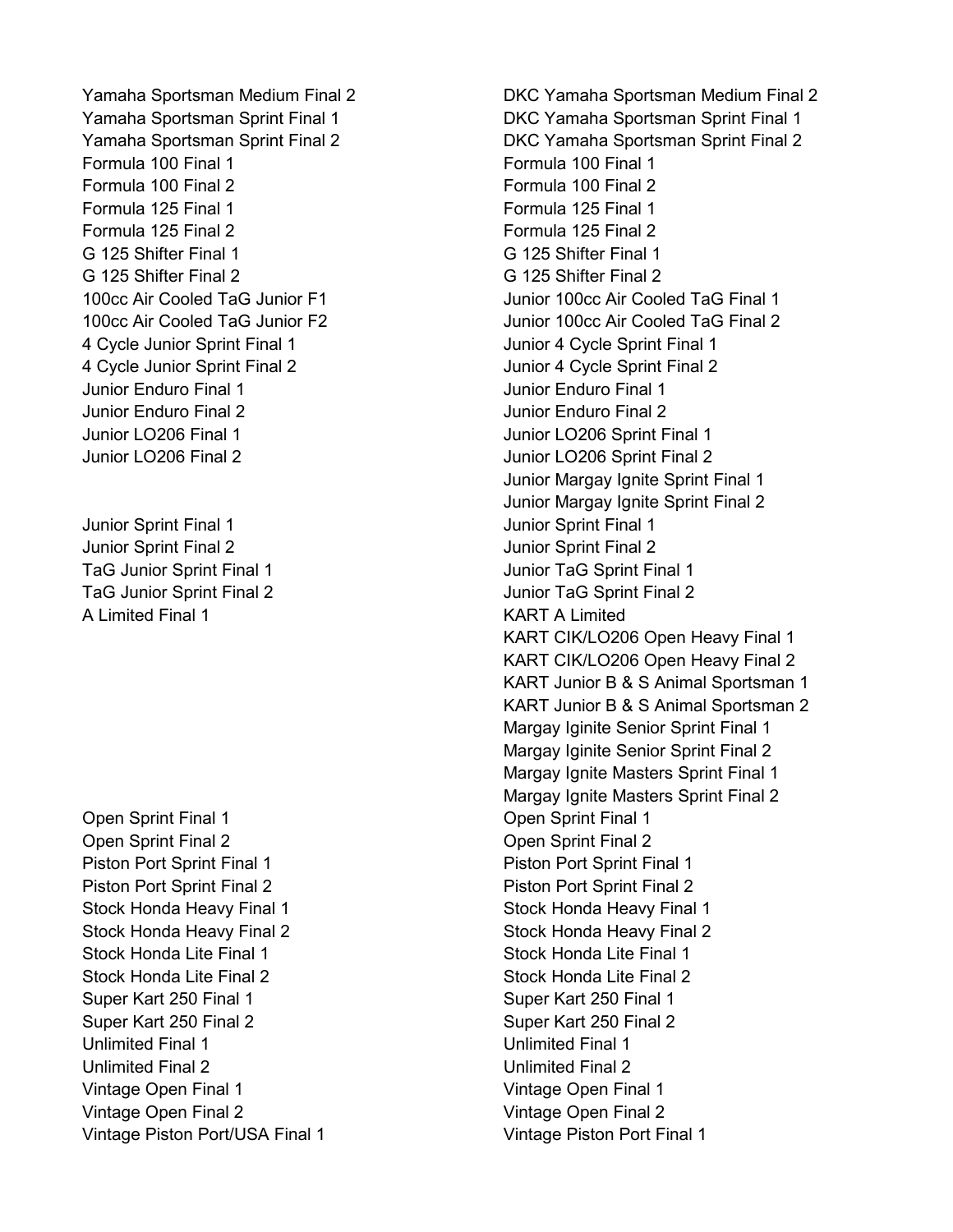| | |
|---|---|
| Yamaha Sportsman Medium Final 2 | DKC Yamaha Sportsman Medium Final 2 |
| Yamaha Sportsman Sprint Final 1 | DKC Yamaha Sportsman Sprint Final 1 |
| Yamaha Sportsman Sprint Final 2 | DKC Yamaha Sportsman Sprint Final 2 |
| Formula 100 Final 1 | Formula 100 Final 1 |
| Formula 100 Final 2 | Formula 100 Final 2 |
| Formula 125 Final 1 | Formula 125 Final 1 |
| Formula 125 Final 2 | Formula 125 Final 2 |
| G 125 Shifter Final 1 | G 125 Shifter Final 1 |
| G 125 Shifter Final 2 | G 125 Shifter Final 2 |
| 100cc Air Cooled TaG Junior F1 | Junior 100cc Air Cooled TaG Final 1 |
| 100cc Air Cooled TaG Junior F2 | Junior 100cc Air Cooled TaG Final 2 |
| 4 Cycle Junior Sprint Final 1 | Junior 4 Cycle Sprint Final 1 |
| 4 Cycle Junior Sprint Final 2 | Junior 4 Cycle Sprint Final 2 |
| Junior Enduro Final 1 | Junior Enduro Final 1 |
| Junior Enduro Final 2 | Junior Enduro Final 2 |
| Junior LO206 Final 1 | Junior LO206 Sprint Final 1 |
| Junior LO206 Final 2 | Junior LO206 Sprint Final 2 |
| | Junior Margay Ignite Sprint Final 1 |
| | Junior Margay Ignite Sprint Final 2 |
| Junior Sprint Final 1 | Junior Sprint Final 1 |
| Junior Sprint Final 2 | Junior Sprint Final 2 |
| TaG Junior Sprint Final 1 | Junior TaG Sprint Final 1 |
| TaG Junior Sprint Final 2 | Junior TaG Sprint Final 2 |
| A Limited Final 1 | KART A Limited |
| | KART CIK/LO206 Open Heavy Final 1 |
| | KART CIK/LO206 Open Heavy Final 2 |
| | KART Junior B & S Animal Sportsman 1 |
| | KART Junior B & S Animal Sportsman 2 |
| | Margay Iginite Senior Sprint Final 1 |
| | Margay Iginite Senior Sprint Final 2 |
| | Margay Ignite Masters Sprint Final 1 |
| | Margay Ignite Masters Sprint Final 2 |
| Open Sprint Final 1 | Open Sprint Final 1 |
| Open Sprint Final 2 | Open Sprint Final 2 |
| Piston Port Sprint Final 1 | Piston Port Sprint Final 1 |
| Piston Port Sprint Final 2 | Piston Port Sprint Final 2 |
| Stock Honda Heavy Final 1 | Stock Honda Heavy Final 1 |
| Stock Honda Heavy Final 2 | Stock Honda Heavy Final 2 |
| Stock Honda Lite Final 1 | Stock Honda Lite Final 1 |
| Stock Honda Lite Final 2 | Stock Honda Lite Final 2 |
| Super Kart 250 Final 1 | Super Kart 250 Final 1 |
| Super Kart 250 Final 2 | Super Kart 250 Final 2 |
| Unlimited Final 1 | Unlimited Final 1 |
| Unlimited Final 2 | Unlimited Final 2 |
| Vintage Open Final 1 | Vintage Open Final 1 |
| Vintage Open Final 2 | Vintage Open Final 2 |
| Vintage Piston Port/USA Final 1 | Vintage Piston Port Final 1 |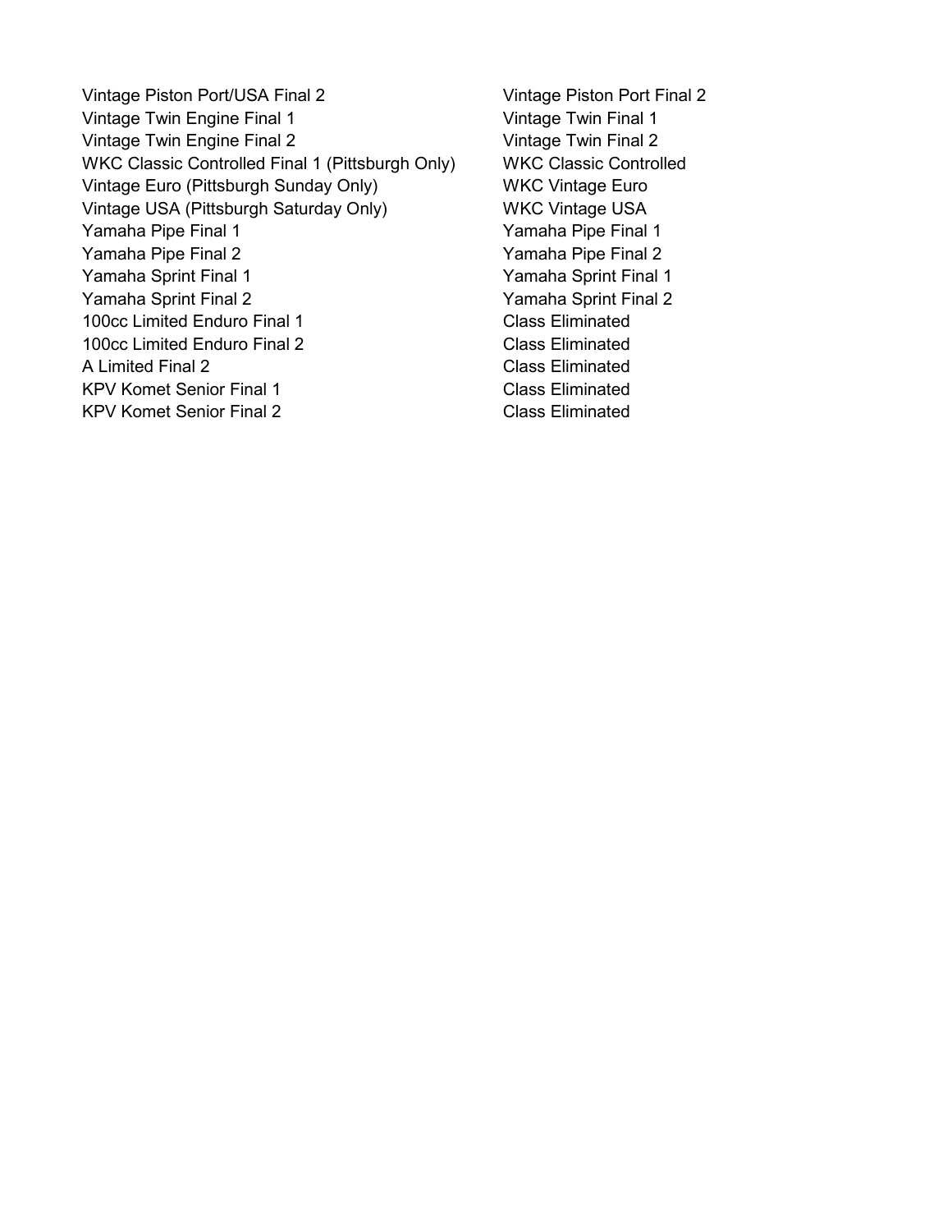| | |
|---|---|
| Vintage Piston Port/USA Final 2 | Vintage Piston Port Final 2 |
| Vintage Twin Engine Final 1 | Vintage Twin Final 1 |
| Vintage Twin Engine Final 2 | Vintage Twin Final 2 |
| WKC Classic Controlled Final 1 (Pittsburgh Only) | WKC Classic Controlled |
| Vintage Euro (Pittsburgh Sunday Only) | WKC Vintage Euro |
| Vintage USA (Pittsburgh Saturday Only) | WKC Vintage USA |
| Yamaha Pipe Final 1 | Yamaha Pipe Final 1 |
| Yamaha Pipe Final 2 | Yamaha Pipe Final 2 |
| Yamaha Sprint Final 1 | Yamaha Sprint Final 1 |
| Yamaha Sprint Final 2 | Yamaha Sprint Final 2 |
| 100cc Limited Enduro Final 1 | Class Eliminated |
| 100cc Limited Enduro Final 2 | Class Eliminated |
| A Limited Final 2 | Class Eliminated |
| KPV Komet Senior Final 1 | Class Eliminated |
| KPV Komet Senior Final 2 | Class Eliminated |